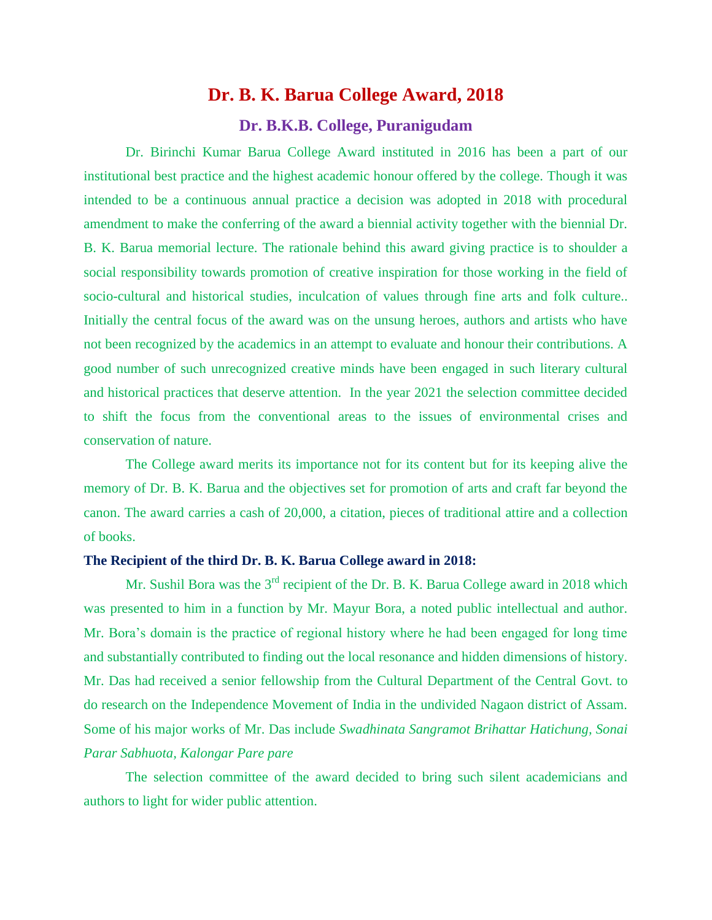# Dr. B. K. Barua College Award, 2018

## Dr. B.K.B. College, Puranigudam

Dr. Birinchi Kumar Barua College Award instituted in 2016 has been a part of our institutional best practice and the highest academic honour offered by the college. Though it was intended to be a continuous annual practice a decision was adopted in 2018 with procedural amendment to make the conferring of the award a biennial activity together with the biennial Dr. B. K. Barua memorial lecture. The rationale behind this award giving practice is to shoulder a social responsibility towards promotion of creative inspiration for those working in the field of socio-cultural and historical studies, inculcation of values through fine arts and folk culture.. Initially the central focus of the award was on the unsung heroes, authors and artists who have not been recognized by the academics in an attempt to evaluate and honour their contributions. A good number of such unrecognized creative minds have been engaged in such literary cultural and historical practices that deserve attention. In the year 2021 the selection committee decided to shift the focus from the conventional areas to the issues of environmental crises and conservation of nature.

The College award merits its importance not for its content but for its keeping alive the memory of Dr. B. K. Barua and the objectives set for promotion of arts and craft far beyond the canon. The award carries a cash of 20,000, a citation, pieces of traditional attire and a collection of books.

**The Recipient of the third Dr. B. K. Barua College award in 2018:**

Mr. Sushil Bora was the 3rd recipient of the Dr. B. K. Barua College award in 2018 which was presented to him in a function by Mr. Mayur Bora, a noted public intellectual and author. Mr. Bora's domain is the practice of regional history where he had been engaged for long time and substantially contributed to finding out the local resonance and hidden dimensions of history. Mr. Das had received a senior fellowship from the Cultural Department of the Central Govt. to do research on the Independence Movement of India in the undivided Nagaon district of Assam. Some of his major works of Mr. Das include *Swadhinata Sangramot Brihattar Hatichung, Sonai Parar Sabhuota, Kalongar Pare pare*

The selection committee of the award decided to bring such silent academicians and authors to light for wider public attention.